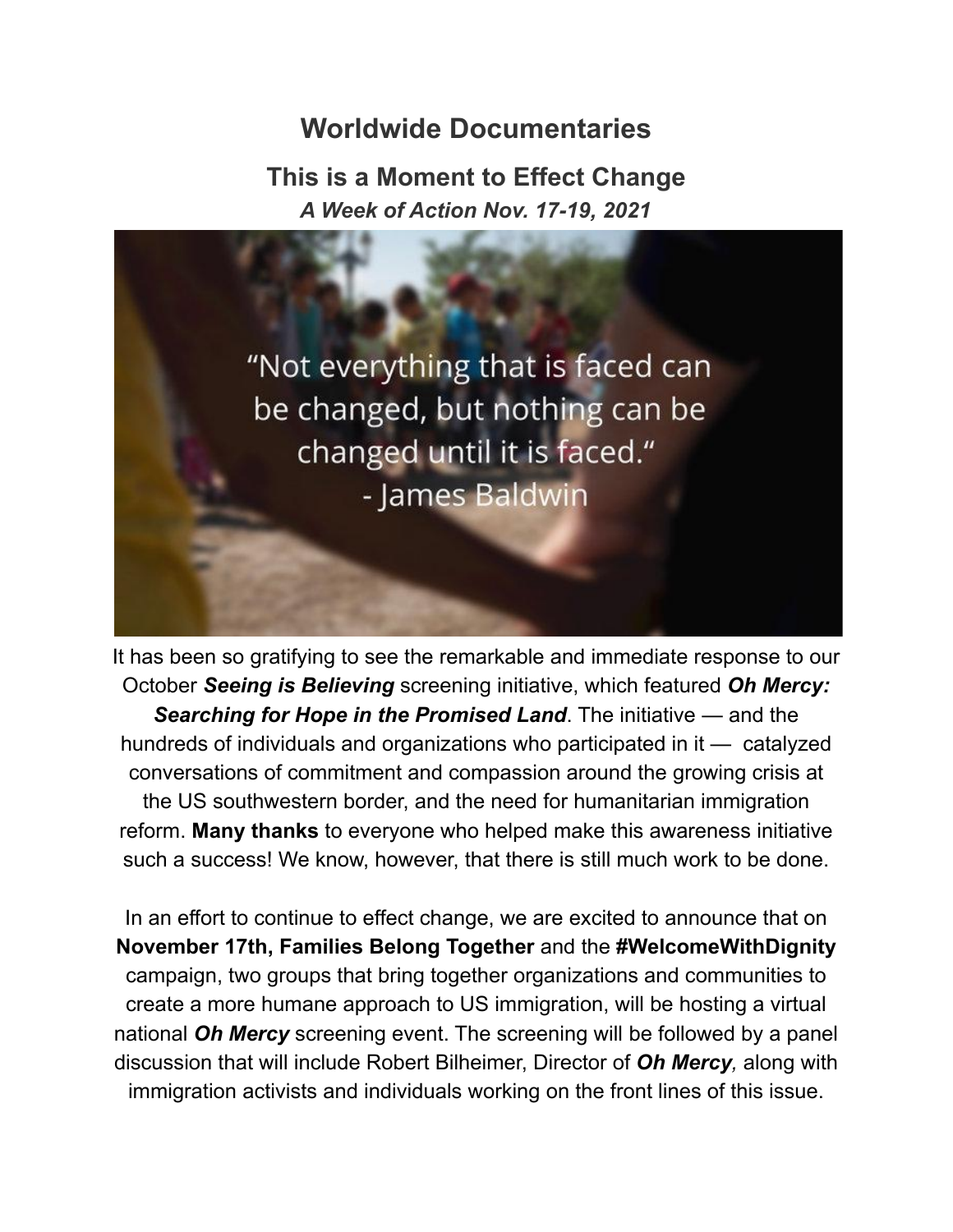# Worldwide Documentaries

## This is a Moment to Effect Change

***A Week of Action Nov. 17-19, 2021***

"Not everything that is faced can be changed, but nothing can be changed until it is faced." - James Baldwin

It has been so gratifying to see the remarkable and immediate response to our October ***Seeing is Believing*** screening initiative, which featured ***Oh Mercy: Searching for Hope in the Promised Land***. The initiative — and the hundreds of individuals and organizations who participated in it — catalyzed conversations of commitment and compassion around the growing crisis at the US southwestern border, and the need for humanitarian immigration reform. **Many thanks** to everyone who helped make this awareness initiative such a success! We know, however, that there is still much work to be done.

In an effort to continue to effect change, we are excited to announce that on **November 17th, Families Belong Together** and the **#WelcomeWithDignity** campaign, two groups that bring together organizations and communities to create a more humane approach to US immigration, will be hosting a virtual national ***Oh Mercy*** screening event. The screening will be followed by a panel discussion that will include Robert Bilheimer, Director of ***Oh Mercy***, along with immigration activists and individuals working on the front lines of this issue.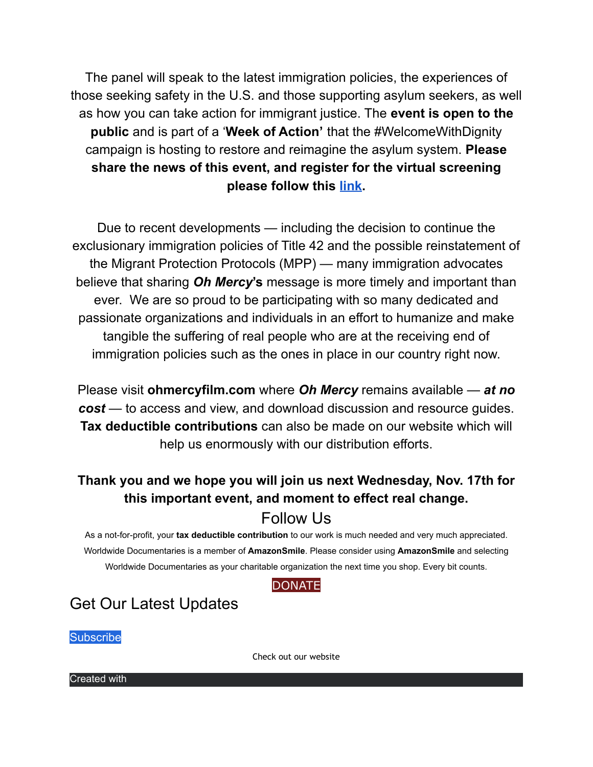The panel will speak to the latest immigration policies, the experiences of those seeking safety in the U.S. and those supporting asylum seekers, as well as how you can take action for immigrant justice. The **event is open to the public** and is part of a '**Week of Action**' that the #WelcomeWithDignity campaign is hosting to restore and reimagine the asylum system. **Please share the news of this event, and register for the virtual screening please follow this link.**

Due to recent developments — including the decision to continue the exclusionary immigration policies of Title 42 and the possible reinstatement of the Migrant Protection Protocols (MPP) — many immigration advocates believe that sharing ***Oh Mercy*'s** message is more timely and important than ever. We are so proud to be participating with so many dedicated and passionate organizations and individuals in an effort to humanize and make tangible the suffering of real people who are at the receiving end of immigration policies such as the ones in place in our country right now.

Please visit **ohmercyfilm.com** where ***Oh Mercy*** remains available — ***at no cost*** — to access and view, and download discussion and resource guides. **Tax deductible contributions** can also be made on our website which will help us enormously with our distribution efforts.

**Thank you and we hope you will join us next Wednesday, Nov. 17th for this important event, and moment to effect real change.**

## Follow Us

As a not-for-profit, your **tax deductible contribution** to our work is much needed and very much appreciated. Worldwide Documentaries is a member of **AmazonSmile**. Please consider using **AmazonSmile** and selecting Worldwide Documentaries as your charitable organization the next time you shop. Every bit counts.

DONATE

## Get Our Latest Updates

Subscribe

Check out our website

Created with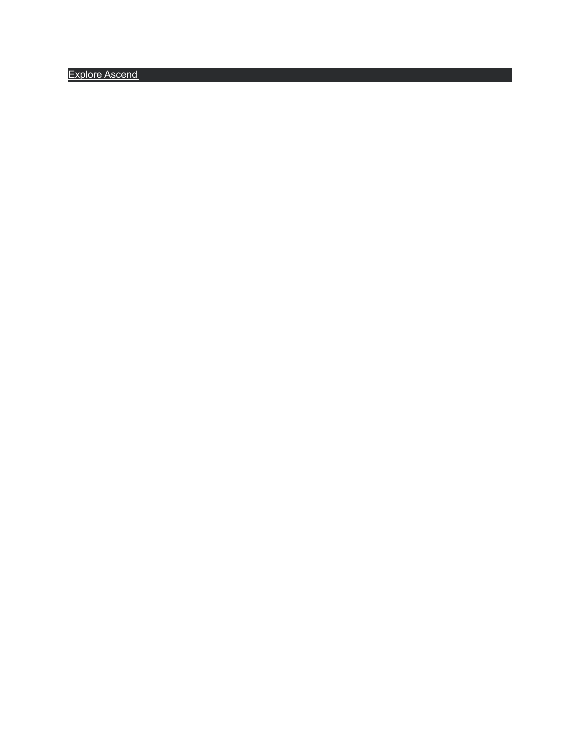[Explore Ascend](Explore Ascend)

Explore Ascend